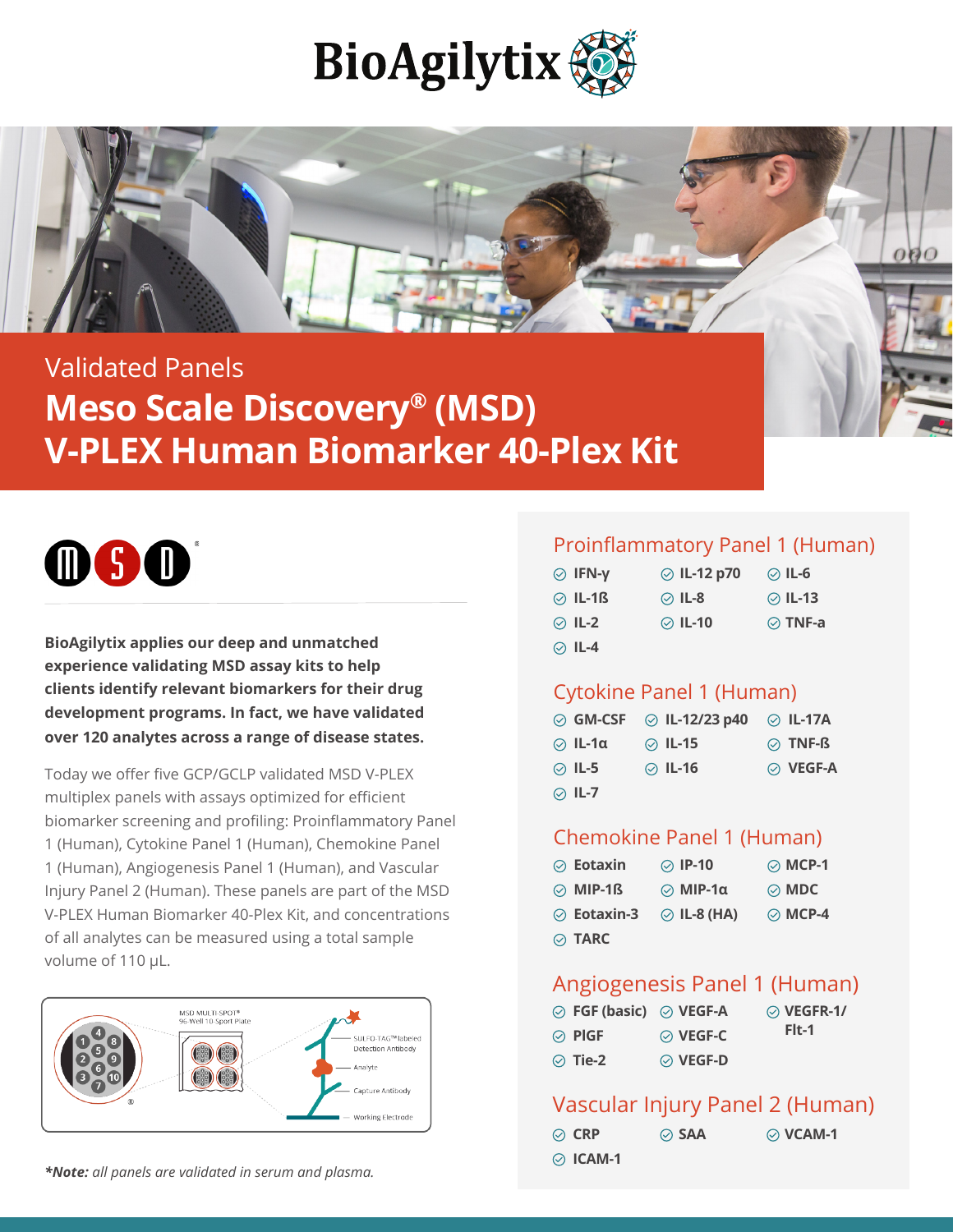# BioAgilytix

## Validated Panels

# Meso Scale Discovery® (MSD) V-PLEX Human Biomarker 40-Plex Kit

**BioAgilytix applies our deep and unmatched experience validating MSD assay kits to help clients identify relevant biomarkers for their drug development programs. In fact, we have validated over 120 analytes across a range of disease states.**

Today we offer five GCP/GCLP validated MSD V-PLEX multiplex panels with assays optimized for efficient biomarker screening and profiling: Proinflammatory Panel 1 (Human), Cytokine Panel 1 (Human), Chemokine Panel 1 (Human), Angiogenesis Panel 1 (Human), and Vascular Injury Panel 2 (Human). These panels are part of the MSD V-PLEX Human Biomarker 40-Plex Kit, and concentrations of all analytes can be measured using a total sample volume of 110 µL.

MSD MULTI-SPOT® 96-Well 10 Spot Plate

SULFO-TAG™ labeled Detection Antibody

Analyte

Capture Antibody

Working Electrode

*****Note:** *all panels are validated in serum and plasma.*

## Proinflammatory Panel 1 (Human)

- IFN-γ
- IL-12 p70
- IL-6
- IL-1ß
- IL-8
- IL-13
- IL-2
- IL-10
- TNF-a
- IL-4

## Cytokine Panel 1 (Human)

- GM-CSF
- IL-12/23 p40
- IL-17A
- IL-1α
- IL-15
- TNF-ß
- IL-5
- IL-16
- VEGF-A
- IL-7

## Chemokine Panel 1 (Human)

- Eotaxin
- IP-10
- MCP-1
- MIP-1ß
- MIP-1α
- MDC
- Eotaxin-3
- IL-8 (HA)
- MCP-4
- TARC

## Angiogenesis Panel 1 (Human)

- FGF (basic)
- VEGF-A
- VEGFR-1/Flt-1
- PlGF
- VEGF-C
- Tie-2
- VEGF-D

## Vascular Injury Panel 2 (Human)

- CRP
- SAA
- VCAM-1
- ICAM-1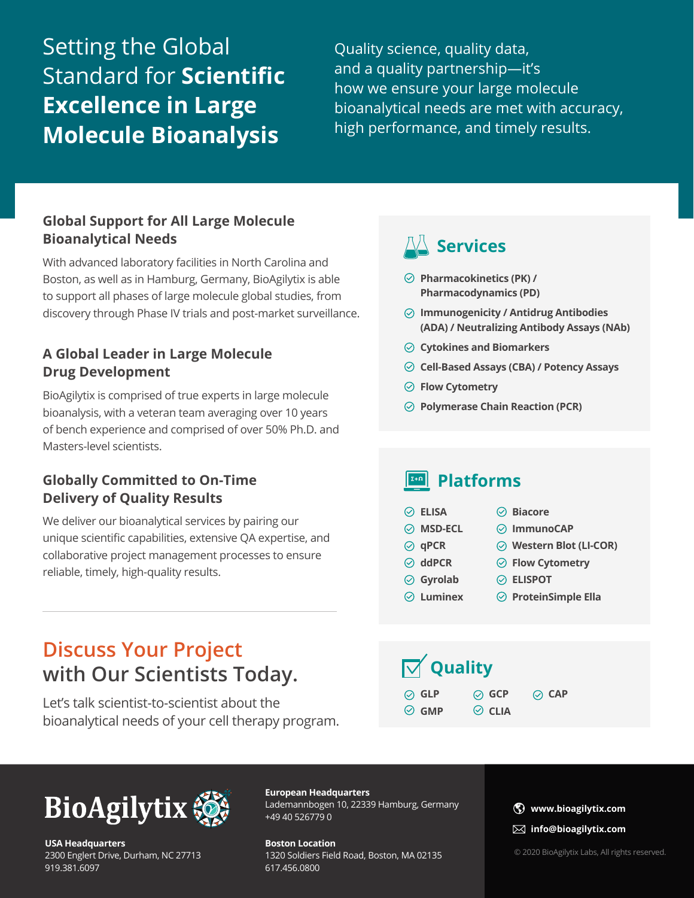# Setting the Global Standard for **Scientific Excellence in Large Molecule Bioanalysis**

Quality science, quality data, and a quality partnership—it's how we ensure your large molecule bioanalytical needs are met with accuracy, high performance, and timely results.

### Global Support for All Large Molecule Bioanalytical Needs

With advanced laboratory facilities in North Carolina and Boston, as well as in Hamburg, Germany, BioAgilytix is able to support all phases of large molecule global studies, from discovery through Phase IV trials and post-market surveillance.

### A Global Leader in Large Molecule Drug Development

BioAgilytix is comprised of true experts in large molecule bioanalysis, with a veteran team averaging over 10 years of bench experience and comprised of over 50% Ph.D. and Masters-level scientists.

### Globally Committed to On-Time Delivery of Quality Results

We deliver our bioanalytical services by pairing our unique scientific capabilities, extensive QA expertise, and collaborative project management processes to ensure reliable, timely, high-quality results.

## Services

- **Pharmacokinetics (PK) / Pharmacodynamics (PD)**
- **Immunogenicity / Antidrug Antibodies (ADA) / Neutralizing Antibody Assays (NAb)**
- **Cytokines and Biomarkers**
- **Cell-Based Assays (CBA) / Potency Assays**
- **Flow Cytometry**
- **Polymerase Chain Reaction (PCR)**

## Platforms

- **ELISA**
- **MSD-ECL**
- **qPCR**
- **ddPCR**
- **Gyrolab**
- **Luminex**
- **Biacore**
- **ImmunoCAP**
- **Western Blot (LI-COR)**
- **Flow Cytometry**
- **ELISPOT**
- **ProteinSimple Ella**

## Quality

- **GLP**
- **GMP**
- **GCP**
- **CLIA**
- **CAP**

## Discuss Your Project with Our Scientists Today.

Let's talk scientist-to-scientist about the bioanalytical needs of your cell therapy program.

---

**BioAgilytix**

**USA Headquarters**
2300 Englert Drive, Durham, NC 27713
919.381.6097

**European Headquarters**
Lademannbogen 10, 22339 Hamburg, Germany
+49 40 526779 0

**Boston Location**
1320 Soldiers Field Road, Boston, MA 02135
617.456.0800

**www.bioagilytix.com**
**info@bioagilytix.com**

© 2020 BioAgilytix Labs, All rights reserved.